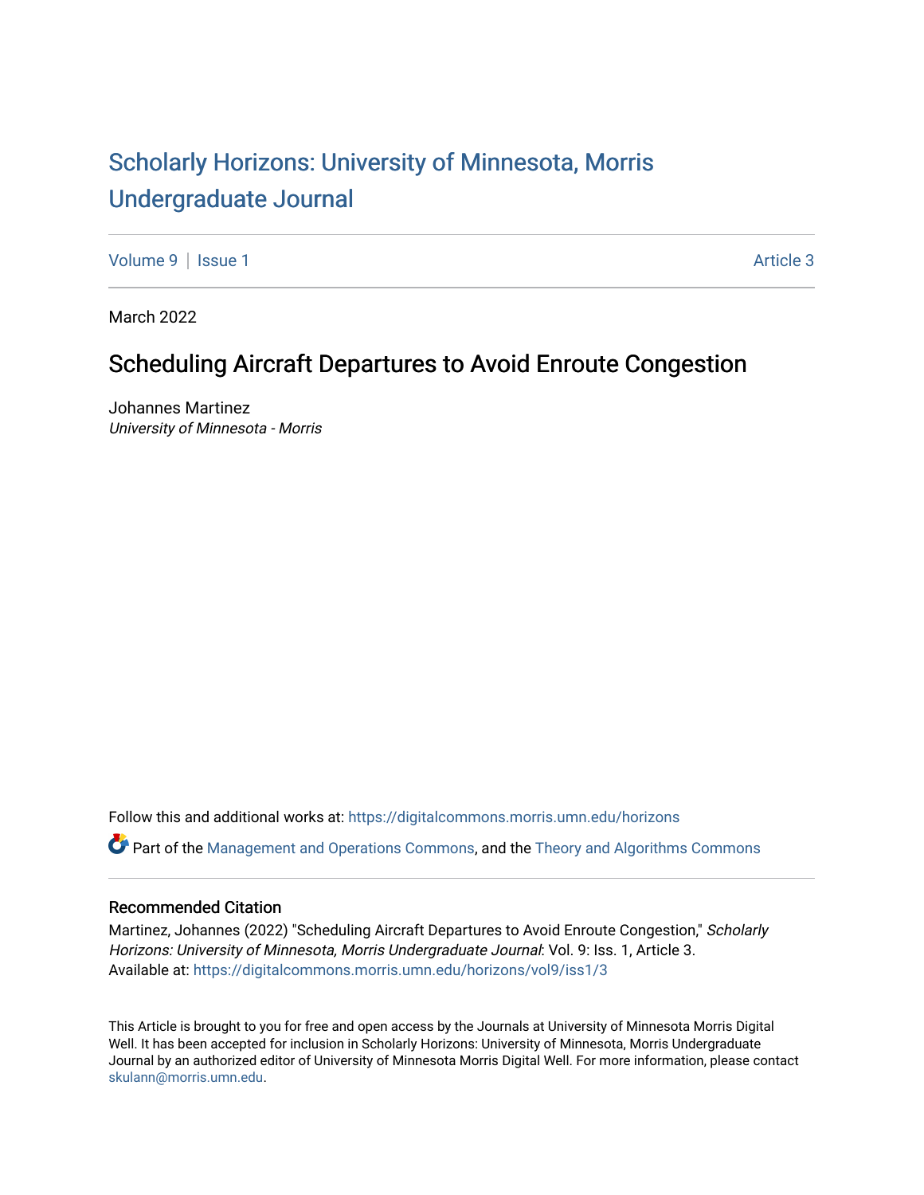# Scholarly Horizons: University of Minnesota, Morris Undergraduate Journal

Volume 9 | Issue 1 Article 3

March 2022

## Scheduling Aircraft Departures to Avoid Enroute Congestion

Johannes Martinez
*University of Minnesota - Morris*

Follow this and additional works at: https://digitalcommons.morris.umn.edu/horizons

Part of the Management and Operations Commons, and the Theory and Algorithms Commons

### Recommended Citation

Martinez, Johannes (2022) "Scheduling Aircraft Departures to Avoid Enroute Congestion," *Scholarly Horizons: University of Minnesota, Morris Undergraduate Journal*: Vol. 9: Iss. 1, Article 3.
Available at: https://digitalcommons.morris.umn.edu/horizons/vol9/iss1/3

This Article is brought to you for free and open access by the Journals at University of Minnesota Morris Digital Well. It has been accepted for inclusion in Scholarly Horizons: University of Minnesota, Morris Undergraduate Journal by an authorized editor of University of Minnesota Morris Digital Well. For more information, please contact skulann@morris.umn.edu.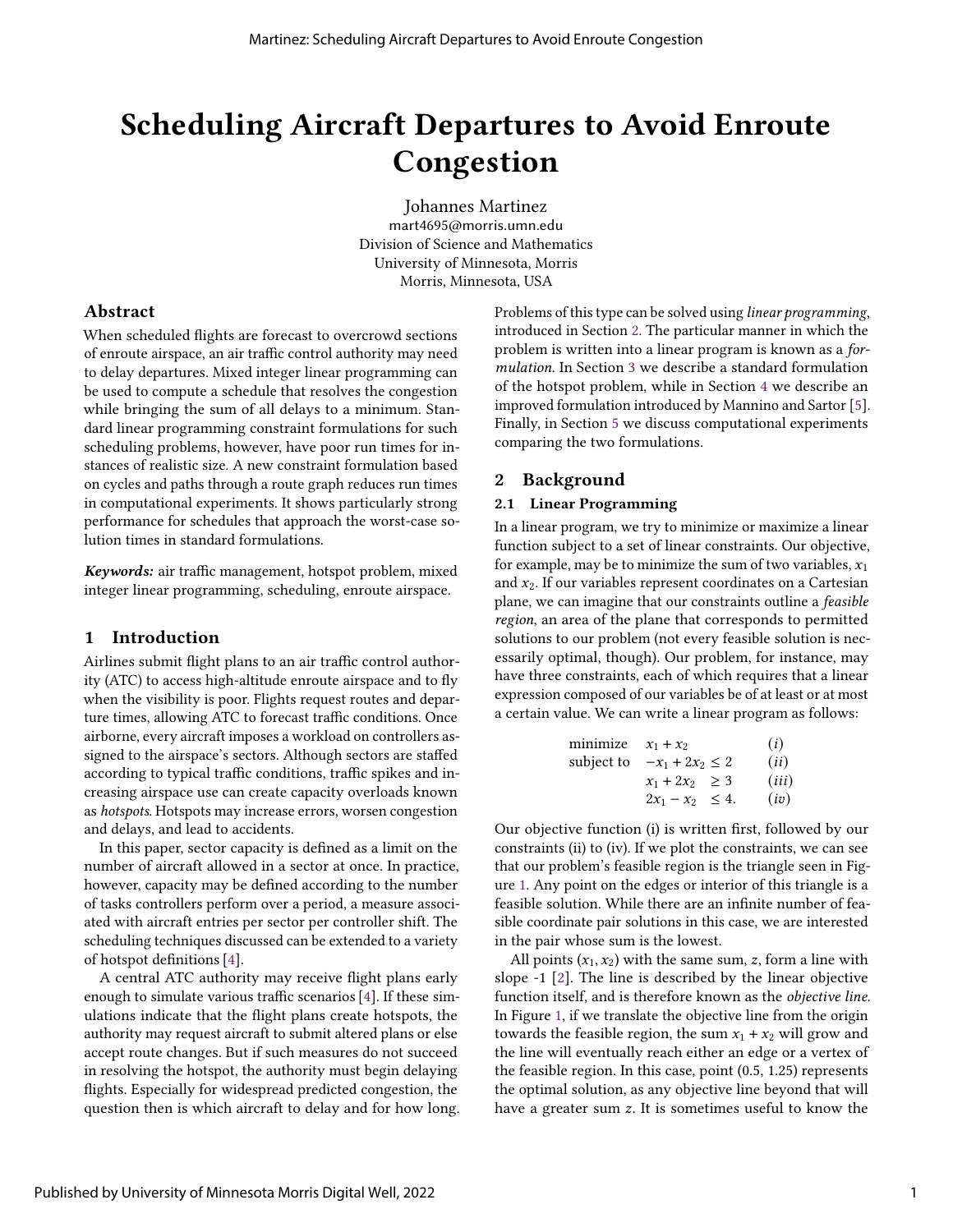# Scheduling Aircraft Departures to Avoid Enroute Congestion

Johannes Martinez
mart4695@morris.umn.edu
Division of Science and Mathematics
University of Minnesota, Morris
Morris, Minnesota, USA

## Abstract

When scheduled flights are forecast to overcrowd sections of enroute airspace, an air traffic control authority may need to delay departures. Mixed integer linear programming can be used to compute a schedule that resolves the congestion while bringing the sum of all delays to a minimum. Standard linear programming constraint formulations for such scheduling problems, however, have poor run times for instances of realistic size. A new constraint formulation based on cycles and paths through a route graph reduces run times in computational experiments. It shows particularly strong performance for schedules that approach the worst-case solution times in standard formulations.

***Keywords:*** air traffic management, hotspot problem, mixed integer linear programming, scheduling, enroute airspace.

## 1 Introduction

Airlines submit flight plans to an air traffic control authority (ATC) to access high-altitude enroute airspace and to fly when the visibility is poor. Flights request routes and departure times, allowing ATC to forecast traffic conditions. Once airborne, every aircraft imposes a workload on controllers assigned to the airspace's sectors. Although sectors are staffed according to typical traffic conditions, traffic spikes and increasing airspace use can create capacity overloads known as *hotspots*. Hotspots may increase errors, worsen congestion and delays, and lead to accidents.

In this paper, sector capacity is defined as a limit on the number of aircraft allowed in a sector at once. In practice, however, capacity may be defined according to the number of tasks controllers perform over a period, a measure associated with aircraft entries per sector per controller shift. The scheduling techniques discussed can be extended to a variety of hotspot definitions [4].

A central ATC authority may receive flight plans early enough to simulate various traffic scenarios [4]. If these simulations indicate that the flight plans create hotspots, the authority may request aircraft to submit altered plans or else accept route changes. But if such measures do not succeed in resolving the hotspot, the authority must begin delaying flights. Especially for widespread predicted congestion, the question then is which aircraft to delay and for how long. Problems of this type can be solved using *linear programming*, introduced in Section 2. The particular manner in which the problem is written into a linear program is known as a *formulation*. In Section 3 we describe a standard formulation of the hotspot problem, while in Section 4 we describe an improved formulation introduced by Mannino and Sartor [5]. Finally, in Section 5 we discuss computational experiments comparing the two formulations.

## 2 Background

### 2.1 Linear Programming

In a linear program, we try to minimize or maximize a linear function subject to a set of linear constraints. Our objective, for example, may be to minimize the sum of two variables, $x_1$ and $x_2$. If our variables represent coordinates on a Cartesian plane, we can imagine that our constraints outline a *feasible region*, an area of the plane that corresponds to permitted solutions to our problem (not every feasible solution is necessarily optimal, though). Our problem, for instance, may have three constraints, each of which requires that a linear expression composed of our variables be of at least or at most a certain value. We can write a linear program as follows:

$$
\begin{array}{lll}
\text{minimize} & x_1 + x_2 & (i) \\
\text{subject to} & -x_1 + 2x_2 \leq 2 & (ii) \\
 & x_1 + 2x_2 \;\; \geq 3 & (iii) \\
 & 2x_1 - x_2 \;\; \leq 4. & (iv)
\end{array}
$$

Our objective function (i) is written first, followed by our constraints (ii) to (iv). If we plot the constraints, we can see that our problem's feasible region is the triangle seen in Figure 1. Any point on the edges or interior of this triangle is a feasible solution. While there are an infinite number of feasible coordinate pair solutions in this case, we are interested in the pair whose sum is the lowest.

All points $(x_1, x_2)$ with the same sum, $z$, form a line with slope -1 [2]. The line is described by the linear objective function itself, and is therefore known as the *objective line*. In Figure 1, if we translate the objective line from the origin towards the feasible region, the sum $x_1 + x_2$ will grow and the line will eventually reach either an edge or a vertex of the feasible region. In this case, point (0.5, 1.25) represents the optimal solution, as any objective line beyond that will have a greater sum $z$. It is sometimes useful to know the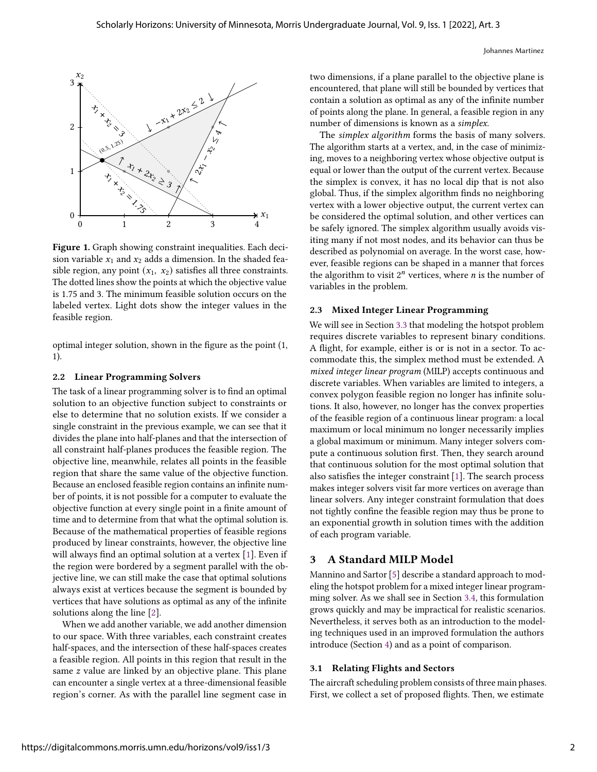**Figure 1.** Graph showing constraint inequalities. Each decision variable $x_1$ and $x_2$ adds a dimension. In the shaded feasible region, any point $(x_1, x_2)$ satisfies all three constraints. The dotted lines show the points at which the objective value is 1.75 and 3. The minimum feasible solution occurs on the labeled vertex. Light dots show the integer values in the feasible region.

optimal integer solution, shown in the figure as the point (1, 1).

### 2.2 Linear Programming Solvers

The task of a linear programming solver is to find an optimal solution to an objective function subject to constraints or else to determine that no solution exists. If we consider a single constraint in the previous example, we can see that it divides the plane into half-planes and that the intersection of all constraint half-planes produces the feasible region. The objective line, meanwhile, relates all points in the feasible region that share the same value of the objective function. Because an enclosed feasible region contains an infinite number of points, it is not possible for a computer to evaluate the objective function at every single point in a finite amount of time and to determine from that what the optimal solution is. Because of the mathematical properties of feasible regions produced by linear constraints, however, the objective line will always find an optimal solution at a vertex [1]. Even if the region were bordered by a segment parallel with the objective line, we can still make the case that optimal solutions always exist at vertices because the segment is bounded by vertices that have solutions as optimal as any of the infinite solutions along the line [2].

When we add another variable, we add another dimension to our space. With three variables, each constraint creates half-spaces, and the intersection of these half-spaces creates a feasible region. All points in this region that result in the same $z$ value are linked by an objective plane. This plane can encounter a single vertex at a three-dimensional feasible region's corner. As with the parallel line segment case in two dimensions, if a plane parallel to the objective plane is encountered, that plane will still be bounded by vertices that contain a solution as optimal as any of the infinite number of points along the plane. In general, a feasible region in any number of dimensions is known as a *simplex*.

The *simplex algorithm* forms the basis of many solvers. The algorithm starts at a vertex, and, in the case of minimizing, moves to a neighboring vertex whose objective output is equal or lower than the output of the current vertex. Because the simplex is convex, it has no local dip that is not also global. Thus, if the simplex algorithm finds no neighboring vertex with a lower objective output, the current vertex can be considered the optimal solution, and other vertices can be safely ignored. The simplex algorithm usually avoids visiting many if not most nodes, and its behavior can thus be described as polynomial on average. In the worst case, however, feasible regions can be shaped in a manner that forces the algorithm to visit $2^n$ vertices, where $n$ is the number of variables in the problem.

### 2.3 Mixed Integer Linear Programming

We will see in Section 3.3 that modeling the hotspot problem requires discrete variables to represent binary conditions. A flight, for example, either is or is not in a sector. To accommodate this, the simplex method must be extended. A *mixed integer linear program* (MILP) accepts continuous and discrete variables. When variables are limited to integers, a convex polygon feasible region no longer has infinite solutions. It also, however, no longer has the convex properties of the feasible region of a continuous linear program: a local maximum or local minimum no longer necessarily implies a global maximum or minimum. Many integer solvers compute a continuous solution first. Then, they search around that continuous solution for the most optimal solution that also satisfies the integer constraint [1]. The search process makes integer solvers visit far more vertices on average than linear solvers. Any integer constraint formulation that does not tightly confine the feasible region may thus be prone to an exponential growth in solution times with the addition of each program variable.

## 3 A Standard MILP Model

Mannino and Sartor [5] describe a standard approach to modeling the hotspot problem for a mixed integer linear programming solver. As we shall see in Section 3.4, this formulation grows quickly and may be impractical for realistic scenarios. Nevertheless, it serves both as an introduction to the modeling techniques used in an improved formulation the authors introduce (Section 4) and as a point of comparison.

### 3.1 Relating Flights and Sectors

The aircraft scheduling problem consists of three main phases. First, we collect a set of proposed flights. Then, we estimate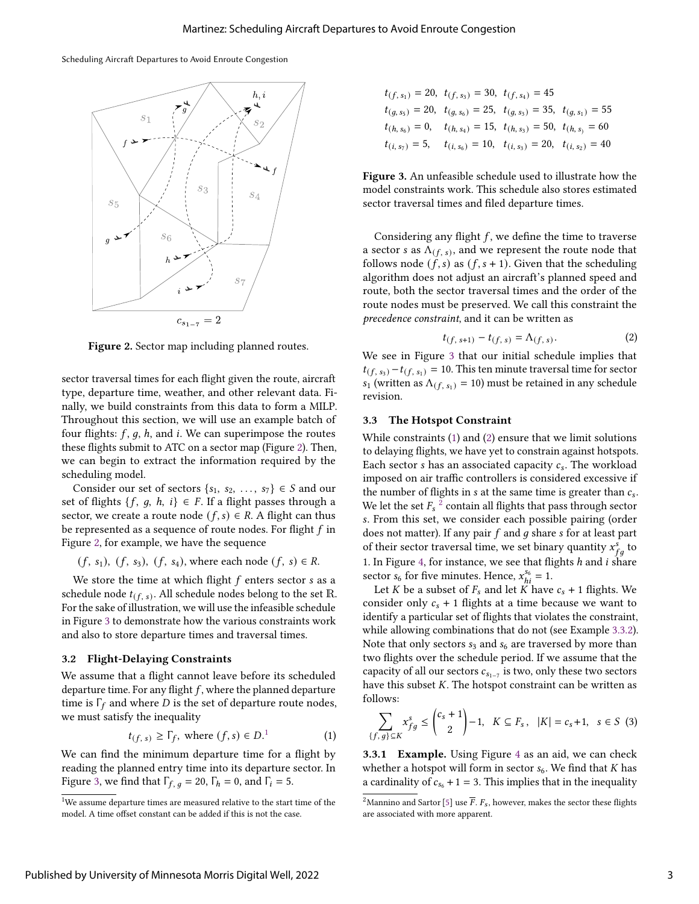Figure 2. Sector map including planned routes.

$$t_{(f,\,s_1)} = 20,\;\; t_{(f,\,s_3)} = 30,\;\; t_{(f,\,s_4)} = 45$$
$$t_{(g,\,s_5)} = 20,\;\; t_{(g,\,s_6)} = 25,\;\; t_{(g,\,s_3)} = 35,\;\; t_{(g,\,s_1)} = 55$$
$$t_{(h,\,s_6)} = 0,\;\;\;\; t_{(h,\,s_4)} = 15,\;\; t_{(h,\,s_3)} = 50,\;\; t_{(h,\,s_)} = 60$$
$$t_{(i,\,s_7)} = 5,\;\;\;\; t_{(i,\,s_6)} = 10,\;\; t_{(i,\,s_3)} = 20,\;\; t_{(i,\,s_2)} = 40$$

**Figure 3.** An unfeasible schedule used to illustrate how the model constraints work. This schedule also stores estimated sector traversal times and filed departure times.

sector traversal times for each flight given the route, aircraft type, departure time, weather, and other relevant data. Finally, we build constraints from this data to form a MILP. Throughout this section, we will use an example batch of four flights: $f$, $g$, $h$, and $i$. We can superimpose the routes these flights submit to ATC on a sector map (Figure 2). Then, we can begin to extract the information required by the scheduling model.

Consider our set of sectors $\{s_1,\ s_2,\ \ldots,\ s_7\} \in S$ and our set of flights $\{f,\ g,\ h,\ i\} \in F$. If a flight passes through a sector, we create a route node $(f, s) \in R$. A flight can thus be represented as a sequence of route nodes. For flight $f$ in Figure 2, for example, we have the sequence

$$(f,\ s_1),\ (f,\ s_3),\ (f,\ s_4), \text{ where each node } (f,\ s) \in R.$$

We store the time at which flight $f$ enters sector $s$ as a schedule node $t_{(f,\,s)}$. All schedule nodes belong to the set $\mathbb{R}$. For the sake of illustration, we will use the infeasible schedule in Figure 3 to demonstrate how the various constraints work and also to store departure times and traversal times.

### 3.2 Flight-Delaying Constraints

We assume that a flight cannot leave before its scheduled departure time. For any flight $f$, where the planned departure time is $\Gamma_f$ and where $D$ is the set of departure route nodes, we must satisfy the inequality

$$t_{(f,\,s)} \geq \Gamma_f, \text{ where } (f, s) \in D.^{1} \tag{1}$$

We can find the minimum departure time for a flight by reading the planned entry time into its departure sector. In Figure 3, we find that $\Gamma_{f,\,g} = 20$, $\Gamma_h = 0$, and $\Gamma_i = 5$.

[1] We assume departure times are measured relative to the start time of the model. A time offset constant can be added if this is not the case.

Considering any flight $f$, we define the time to traverse a sector $s$ as $\Lambda_{(f,\,s)}$, and we represent the route node that follows node $(f, s)$ as $(f, s+1)$. Given that the scheduling algorithm does not adjust an aircraft's planned speed and route, both the sector traversal times and the order of the route nodes must be preserved. We call this constraint the *precedence constraint*, and it can be written as

$$t_{(f,\,s+1)} - t_{(f,\,s)} = \Lambda_{(f,\,s)}. \tag{2}$$

We see in Figure 3 that our initial schedule implies that $t_{(f,\,s_3)} - t_{(f,\,s_1)} = 10$. This ten minute traversal time for sector $s_1$ (written as $\Lambda_{(f,\,s_1)} = 10$) must be retained in any schedule revision.

### 3.3 The Hotspot Constraint

While constraints (1) and (2) ensure that we limit solutions to delaying flights, we have yet to constrain against hotspots. Each sector $s$ has an associated capacity $c_s$. The workload imposed on air traffic controllers is considered excessive if the number of flights in $s$ at the same time is greater than $c_s$. We let the set $F_s$ [2] contain all flights that pass through sector $s$. From this set, we consider each possible pairing (order does not matter). If any pair $f$ and $g$ share $s$ for at least part of their sector traversal time, we set binary quantity $x^s_{fg}$ to 1. In Figure 4, for instance, we see that flights $h$ and $i$ share sector $s_6$ for five minutes. Hence, $x^{s_6}_{hi} = 1$.

Let $K$ be a subset of $F_s$ and let $K$ have $c_s + 1$ flights. We consider only $c_s + 1$ flights at a time because we want to identify a particular set of flights that violates the constraint, while allowing combinations that do not (see Example 3.3.2). Note that only sectors $s_3$ and $s_6$ are traversed by more than two flights over the schedule period. If we assume that the capacity of all our sectors $c_{s_{1-7}}$ is two, only these two sectors have this subset $K$. The hotspot constraint can be written as follows:

$$\sum_{\{f,\,g\}\subseteq K} x^s_{fg} \leq \binom{c_s+1}{2} - 1, \quad K \subseteq F_s, \quad |K| = c_s+1, \quad s \in S \tag{3}$$

**3.3.1 Example.** Using Figure 4 as an aid, we can check whether a hotspot will form in sector $s_6$. We find that $K$ has a cardinality of $c_{s_6} + 1 = 3$. This implies that in the inequality

[2] Mannino and Sartor [5] use $\overline{F}$. $F_s$, however, makes the sector these flights are associated with more apparent.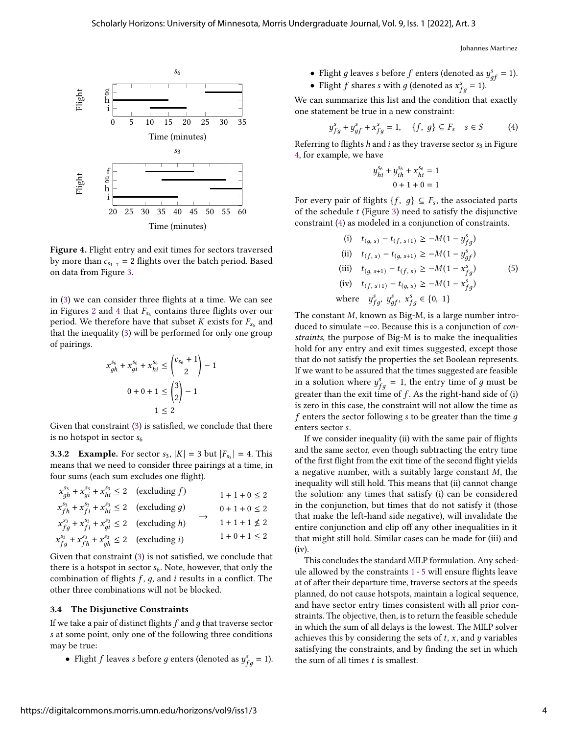Figure 4. Flight entry and exit times for sectors traversed by more than $c_{s_{1-7}} = 2$ flights over the batch period. Based on data from Figure 3.

in (3) we can consider three flights at a time. We can see in Figures 2 and 4 that $F_{s_6}$ contains three flights over our period. We therefore have that subset $K$ exists for $F_{s_6}$ and that the inequality (3) will be performed for only one group of pairings.

$$x_{gh}^{s_6} + x_{gi}^{s_6} + x_{hi}^{s_6} \leq \binom{c_{s_6}+1}{2} - 1$$
$$0 + 0 + 1 \leq \binom{3}{2} - 1$$
$$1 \leq 2$$

Given that constraint (3) is satisfied, we conclude that there is no hotspot in sector $s_6$

**3.3.2 Example.** For sector $s_3$, $|K| = 3$ but $|F_{s_3}| = 4$. This means that we need to consider three pairings at a time, in four sums (each sum excludes one flight).

$$\begin{aligned}
x_{gh}^{s_3} + x_{gi}^{s_3} + x_{hi}^{s_3} &\leq 2 \quad \text{(excluding } f\text{)} & & 1+1+0 \leq 2\\
x_{fh}^{s_3} + x_{fi}^{s_3} + x_{hi}^{s_3} &\leq 2 \quad \text{(excluding } g\text{)} & \rightarrow \quad & 0+1+0 \leq 2\\
x_{fg}^{s_3} + x_{fi}^{s_3} + x_{gi}^{s_3} &\leq 2 \quad \text{(excluding } h\text{)} & & 1+1+1 \nleq 2\\
x_{fg}^{s_3} + x_{fh}^{s_3} + x_{gh}^{s_3} &\leq 2 \quad \text{(excluding } i\text{)} & & 1+0+1 \leq 2
\end{aligned}$$

Given that constraint (3) is not satisfied, we conclude that there is a hotspot in sector $s_6$. Note, however, that only the combination of flights $f$, $g$, and $i$ results in a conflict. The other three combinations will not be blocked.

### 3.4 The Disjunctive Constraints

If we take a pair of distinct flights $f$ and $g$ that traverse sector $s$ at some point, only one of the following three conditions may be true:

- Flight $f$ leaves $s$ before $g$ enters (denoted as $y_{fg}^s = 1$).
- Flight $g$ leaves $s$ before $f$ enters (denoted as $y_{gf}^s = 1$).
- Flight $f$ shares $s$ with $g$ (denoted as $x_{fg}^s = 1$).

We can summarize this list and the condition that exactly one statement be true in a new constraint:

$$y_{fg}^s + y_{gf}^s + x_{fg}^s = 1, \quad \{f,\ g\} \subseteq F_s \quad s \in S \tag{4}$$

Referring to flights $h$ and $i$ as they traverse sector $s_3$ in Figure 4, for example, we have

$$y_{hi}^{s_6} + y_{ih}^{s_6} + x_{hi}^{s_6} = 1$$
$$0 + 1 + 0 = 1$$

For every pair of flights $\{f,\ g\} \subseteq F_s$, the associated parts of the schedule $t$ (Figure 3) need to satisfy the disjunctive constraint (4) as modeled in a conjunction of constraints.

$$\begin{aligned}
&\text{(i)} \quad t_{(g,\ s)} - t_{(f,\ s+1)} \geq -M(1 - y_{fg}^s)\\
&\text{(ii)} \quad t_{(f,\ s)} - t_{(g,\ s+1)} \geq -M(1 - y_{gf}^s)\\
&\text{(iii)} \quad t_{(g,\ s+1)} - t_{(f,\ s)} \geq -M(1 - x_{fg}^s)\\
&\text{(iv)} \quad t_{(f,\ s+1)} - t_{(g,\ s)} \geq -M(1 - x_{fg}^s)\\
&\text{where} \quad y_{fg}^s,\ y_{gf}^s,\ x_{fg}^s \in \{0,\ 1\}
\end{aligned} \tag{5}$$

The constant $M$, known as Big-M, is a large number introduced to simulate $-\infty$. Because this is a conjunction of *constraints*, the purpose of Big-M is to make the inequalities hold for any entry and exit times suggested, except those that do not satisfy the properties the set Boolean represents. If we want to be assured that the times suggested are feasible in a solution where $y_{fg}^s = 1$, the entry time of $g$ must be greater than the exit time of $f$. As the right-hand side of (i) is zero in this case, the constraint will not allow the time as $f$ enters the sector following $s$ to be greater than the time $g$ enters sector $s$.

If we consider inequality (ii) with the same pair of flights and the same sector, even though subtracting the entry time of the first flight from the exit time of the second flight yields a negative number, with a suitably large constant $M$, the inequality will still hold. This means that (ii) cannot change the solution: any times that satisfy (i) can be considered in the conjunction, but times that do not satisfy it (those that make the left-hand side negative), will invalidate the entire conjunction and clip off any other inequalities in it that might still hold. Similar cases can be made for (iii) and (iv).

This concludes the standard MILP formulation. Any schedule allowed by the constraints 1 - 5 will ensure flights leave at of after their departure time, traverse sectors at the speeds planned, do not cause hotspots, maintain a logical sequence, and have sector entry times consistent with all prior constraints. The objective, then, is to return the feasible schedule in which the sum of all delays is the lowest. The MILP solver achieves this by considering the sets of $t$, $x$, and $y$ variables satisfying the constraints, and by finding the set in which the sum of all times $t$ is smallest.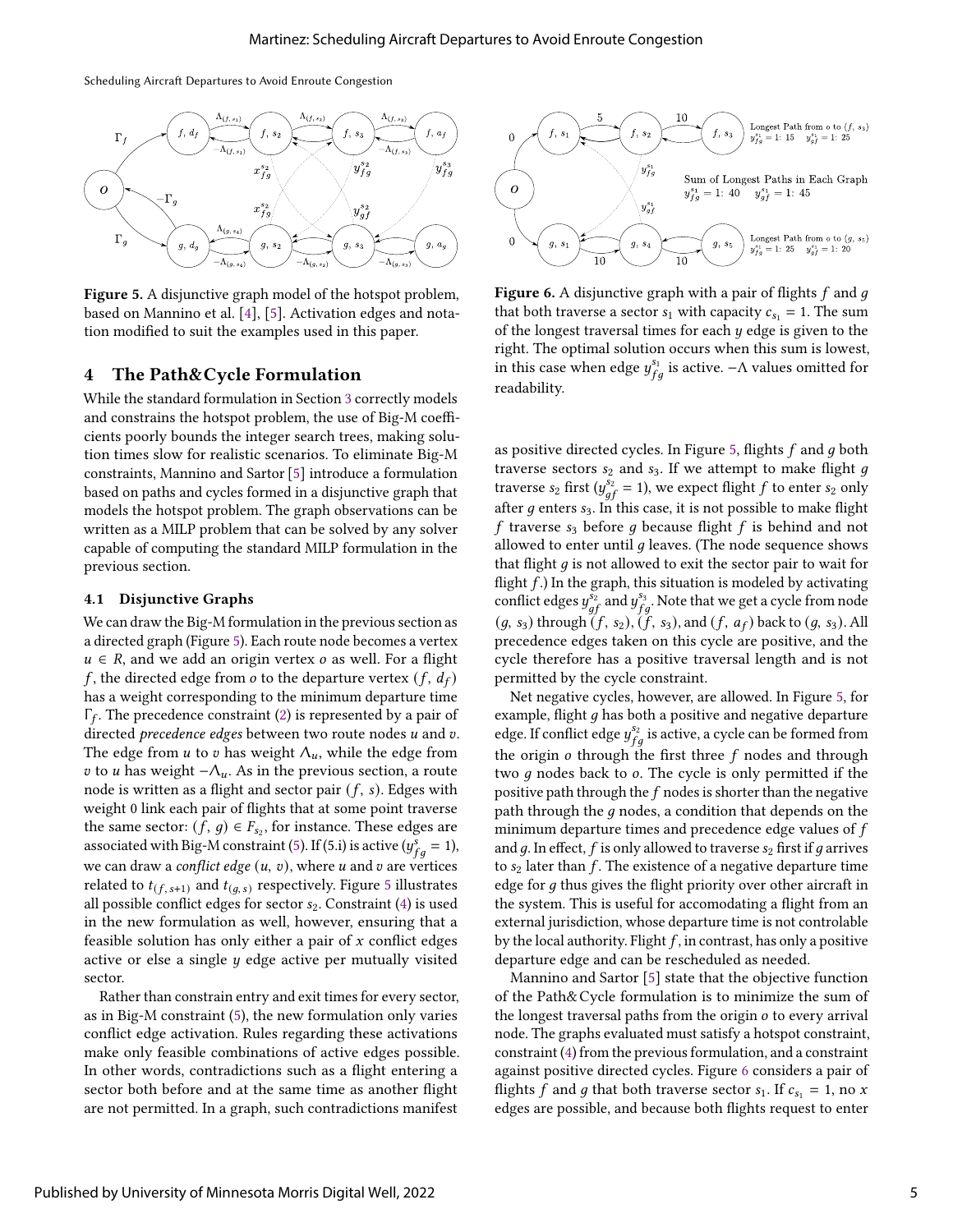**Figure 5.** A disjunctive graph model of the hotspot problem, based on Mannino et al. [4], [5]. Activation edges and notation modified to suit the examples used in this paper.

**Figure 6.** A disjunctive graph with a pair of flights $f$ and $g$ that both traverse a sector $s_1$ with capacity $c_{s_1} = 1$. The sum of the longest traversal times for each $y$ edge is given to the right. The optimal solution occurs when this sum is lowest, in this case when edge $y^{s_1}_{fg}$ is active. $-\Lambda$ values omitted for readability.

## 4 The Path&Cycle Formulation

While the standard formulation in Section 3 correctly models and constrains the hotspot problem, the use of Big-M coefficients poorly bounds the integer search trees, making solution times slow for realistic scenarios. To eliminate Big-M constraints, Mannino and Sartor [5] introduce a formulation based on paths and cycles formed in a disjunctive graph that models the hotspot problem. The graph observations can be written as a MILP problem that can be solved by any solver capable of computing the standard MILP formulation in the previous section.

### 4.1 Disjunctive Graphs

We can draw the Big-M formulation in the previous section as a directed graph (Figure 5). Each route node becomes a vertex $u \in R$, and we add an origin vertex $o$ as well. For a flight $f$, the directed edge from $o$ to the departure vertex $(f, d_f)$ has a weight corresponding to the minimum departure time $\Gamma_f$. The precedence constraint (2) is represented by a pair of directed *precedence edges* between two route nodes $u$ and $v$. The edge from $u$ to $v$ has weight $\Lambda_u$, while the edge from $v$ to $u$ has weight $-\Lambda_u$. As in the previous section, a route node is written as a flight and sector pair $(f, s)$. Edges with weight 0 link each pair of flights that at some point traverse the same sector: $(f, g) \in F_{s_2}$, for instance. These edges are associated with Big-M constraint (5). If (5.i) is active ($y^s_{fg} = 1$), we can draw a *conflict edge* $(u, v)$, where $u$ and $v$ are vertices related to $t_{(f,s+1)}$ and $t_{(g,s)}$ respectively. Figure 5 illustrates all possible conflict edges for sector $s_2$. Constraint (4) is used in the new formulation as well, however, ensuring that a feasible solution has only either a pair of $x$ conflict edges active or else a single $y$ edge active per mutually visited sector.

Rather than constrain entry and exit times for every sector, as in Big-M constraint (5), the new formulation only varies conflict edge activation. Rules regarding these activations make only feasible combinations of active edges possible. In other words, contradictions such as a flight entering a sector both before and at the same time as another flight are not permitted. In a graph, such contradictions manifest as positive directed cycles. In Figure 5, flights $f$ and $g$ both traverse sectors $s_2$ and $s_3$. If we attempt to make flight $g$ traverse $s_2$ first ($y^{s_2}_{gf} = 1$), we expect flight $f$ to enter $s_2$ only after $g$ enters $s_3$. In this case, it is not possible to make flight $f$ traverse $s_3$ before $g$ because flight $f$ is behind and not allowed to enter until $g$ leaves. (The node sequence shows that flight $g$ is not allowed to exit the sector pair to wait for flight $f$.) In the graph, this situation is modeled by activating conflict edges $y^{s_2}_{gf}$ and $y^{s_3}_{fg}$. Note that we get a cycle from node $(g, s_3)$ through $(f, s_2)$, $(f, s_3)$, and $(f, a_f)$ back to $(g, s_3)$. All precedence edges taken on this cycle are positive, and the cycle therefore has a positive traversal length and is not permitted by the cycle constraint.

Net negative cycles, however, are allowed. In Figure 5, for example, flight $g$ has both a positive and negative departure edge. If conflict edge $y^{s_2}_{fg}$ is active, a cycle can be formed from the origin $o$ through the first three $f$ nodes and through two $g$ nodes back to $o$. The cycle is only permitted if the positive path through the $f$ nodes is shorter than the negative path through the $g$ nodes, a condition that depends on the minimum departure times and precedence edge values of $f$ and $g$. In effect, $f$ is only allowed to traverse $s_2$ first if $g$ arrives to $s_2$ later than $f$. The existence of a negative departure time edge for $g$ thus gives the flight priority over other aircraft in the system. This is useful for accomodating a flight from an external jurisdiction, whose departure time is not controlable by the local authority. Flight $f$, in contrast, has only a positive departure edge and can be rescheduled as needed.

Mannino and Sartor [5] state that the objective function of the Path&Cycle formulation is to minimize the sum of the longest traversal paths from the origin $o$ to every arrival node. The graphs evaluated must satisfy a hotspot constraint, constraint (4) from the previous formulation, and a constraint against positive directed cycles. Figure 6 considers a pair of flights $f$ and $g$ that both traverse sector $s_1$. If $c_{s_1} = 1$, no $x$ edges are possible, and because both flights request to enter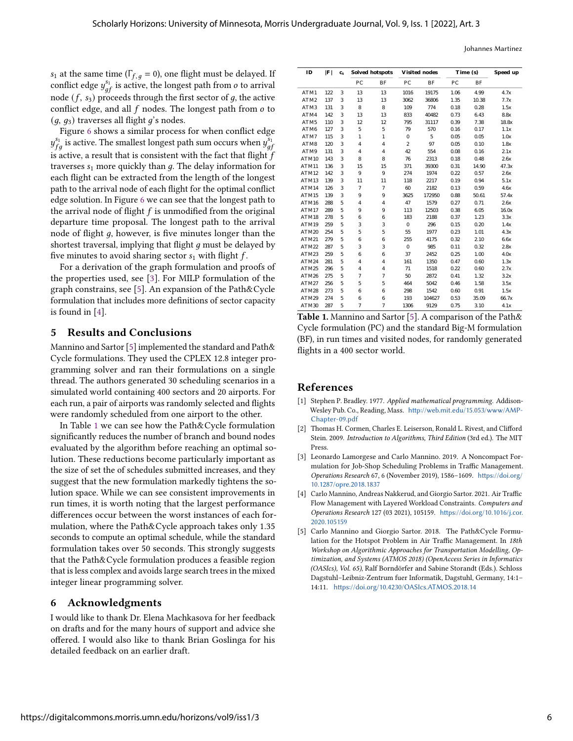$s_1$ at the same time ($\Gamma_{f,g} = 0$), one flight must be delayed. If conflict edge $y^{s_1}_{gf}$ is active, the longest path from $o$ to arrival node $(f, s_3)$ proceeds through the first sector of $g$, the active conflict edge, and all $f$ nodes. The longest path from $o$ to $(g, g_3)$ traverses all flight $g$'s nodes.

Figure 6 shows a similar process for when conflict edge $y^{s_1}_{fg}$ is active. The smallest longest path sum occurs when $y^{s_1}_{gf}$ is active, a result that is consistent with the fact that flight $f$ traverses $s_1$ more quickly than $g$. The delay information for each flight can be extracted from the length of the longest path to the arrival node of each flight for the optimal conflict edge solution. In Figure 6 we can see that the longest path to the arrival node of flight $f$ is unmodified from the original departure time proposal. The longest path to the arrival node of flight $g$, however, is five minutes longer than the shortest traversal, implying that flight $g$ must be delayed by five minutes to avoid sharing sector $s_1$ with flight $f$.

For a derivation of the graph formulation and proofs of the properties used, see [3]. For MILP formulation of the graph constrains, see [5]. An expansion of the Path&Cycle formulation that includes more definitions of sector capacity is found in [4].

## 5 Results and Conclusions

Mannino and Sartor [5] implemented the standard and Path& Cycle formulations. They used the CPLEX 12.8 integer programming solver and ran their formulations on a single thread. The authors generated 30 scheduling scenarios in a simulated world containing 400 sectors and 20 airports. For each run, a pair of airports was randomly selected and flights were randomly scheduled from one airport to the other.

In Table 1 we can see how the Path&Cycle formulation significantly reduces the number of branch and bound nodes evaluated by the algorithm before reaching an optimal solution. These reductions become particularly important as the size of set the of schedules submitted increases, and they suggest that the new formulation markedly tightens the solution space. While we can see consistent improvements in run times, it is worth noting that the largest performance differences occur between the worst instances of each formulation, where the Path&Cycle approach takes only 1.35 seconds to compute an optimal schedule, while the standard formulation takes over 50 seconds. This strongly suggests that the Path&Cycle formulation produces a feasible region that is less complex and avoids large search trees in the mixed integer linear programming solver.

| ID | $\|F\|$ | $c_s$ | Solved hotspots | | Visited nodes | | Time (s) | | Speed up |
|---|---|---|---|---|---|---|---|---|---|
| | | | PC | BF | PC | BF | PC | BF | |
| ATM1 | 122 | 3 | 13 | 13 | 1016 | 19175 | 1.06 | 4.99 | 4.7x |
| ATM2 | 137 | 3 | 13 | 13 | 3062 | 36806 | 1.35 | 10.38 | 7.7x |
| ATM3 | 131 | 3 | 8 | 8 | 109 | 774 | 0.18 | 0.28 | 1.5x |
| ATM4 | 142 | 3 | 13 | 13 | 833 | 40482 | 0.73 | 6.43 | 8.8x |
| ATM5 | 110 | 3 | 12 | 12 | 795 | 31117 | 0.39 | 7.38 | 18.8x |
| ATM6 | 127 | 3 | 5 | 5 | 79 | 570 | 0.16 | 0.17 | 1.1x |
| ATM7 | 115 | 3 | 1 | 1 | 0 | 5 | 0.05 | 0.05 | 1.0x |
| ATM8 | 120 | 3 | 4 | 4 | 2 | 97 | 0.05 | 0.10 | 1.8x |
| ATM9 | 131 | 3 | 4 | 4 | 42 | 554 | 0.08 | 0.16 | 2.1x |
| ATM10 | 143 | 3 | 8 | 8 | 76 | 2313 | 0.18 | 0.48 | 2.6x |
| ATM11 | 136 | 3 | 15 | 15 | 371 | 39300 | 0.31 | 14.90 | 47.3x |
| ATM12 | 142 | 3 | 9 | 9 | 274 | 1974 | 0.22 | 0.57 | 2.6x |
| ATM13 | 139 | 3 | 11 | 11 | 118 | 2217 | 0.19 | 0.94 | 5.1x |
| ATM14 | 126 | 3 | 7 | 7 | 60 | 2182 | 0.13 | 0.59 | 4.6x |
| ATM15 | 139 | 3 | 9 | 9 | 3625 | 172950 | 0.88 | 50.61 | 57.4x |
| ATM16 | 288 | 5 | 4 | 4 | 47 | 1579 | 0.27 | 0.71 | 2.6x |
| ATM17 | 289 | 5 | 9 | 9 | 113 | 12503 | 0.38 | 6.05 | 16.0x |
| ATM18 | 278 | 5 | 6 | 6 | 183 | 2188 | 0.37 | 1.23 | 3.3x |
| ATM19 | 259 | 5 | 3 | 3 | 0 | 296 | 0.15 | 0.20 | 1.4x |
| ATM20 | 254 | 5 | 5 | 5 | 55 | 1977 | 0.23 | 1.01 | 4.3x |
| ATM21 | 279 | 5 | 6 | 6 | 255 | 4175 | 0.32 | 2.10 | 6.6x |
| ATM22 | 287 | 5 | 3 | 3 | 0 | 985 | 0.11 | 0.32 | 2.8x |
| ATM23 | 259 | 5 | 6 | 6 | 37 | 2452 | 0.25 | 1.00 | 4.0x |
| ATM24 | 281 | 5 | 4 | 4 | 161 | 1350 | 0.47 | 0.60 | 1.3x |
| ATM25 | 296 | 5 | 4 | 4 | 71 | 1518 | 0.22 | 0.60 | 2.7x |
| ATM26 | 275 | 5 | 7 | 7 | 50 | 2872 | 0.41 | 1.32 | 3.2x |
| ATM27 | 256 | 5 | 5 | 5 | 464 | 5042 | 0.46 | 1.58 | 3.5x |
| ATM28 | 273 | 5 | 6 | 6 | 298 | 1542 | 0.60 | 0.91 | 1.5x |
| ATM29 | 274 | 5 | 6 | 6 | 193 | 104627 | 0.53 | 35.09 | 66.7x |
| ATM30 | 287 | 5 | 7 | 7 | 1306 | 9129 | 0.75 | 3.10 | 4.1x |

**Table 1.** Mannino and Sartor [5]. A comparison of the Path& Cycle formulation (PC) and the standard Big-M formulation (BF), in run times and visited nodes, for randomly generated flights in a 400 sector world.

## 6 Acknowledgments

I would like to thank Dr. Elena Machkasova for her feedback on drafts and for the many hours of support and advice she offered. I would also like to thank Brian Goslinga for his detailed feedback on an earlier draft.

## References

[1] Stephen P. Bradley. 1977. *Applied mathematical programming*. Addison-Wesley Pub. Co., Reading, Mass. http://web.mit.edu/15.053/www/AMP-Chapter-09.pdf

[2] Thomas H. Cormen, Charles E. Leiserson, Ronald L. Rivest, and Clifford Stein. 2009. *Introduction to Algorithms, Third Edition* (3rd ed.). The MIT Press.

[3] Leonardo Lamorgese and Carlo Mannino. 2019. A Noncompact Formulation for Job-Shop Scheduling Problems in Traffic Management. *Operations Research* 67, 6 (November 2019), 1586–1609. https://doi.org/10.1287/opre.2018.1837

[4] Carlo Mannino, Andreas Nakkerud, and Giorgio Sartor. 2021. Air Traffic Flow Management with Layered Workload Constraints. *Computers and Operations Research* 127 (03 2021), 105159. https://doi.org/10.1016/j.cor.2020.105159

[5] Carlo Mannino and Giorgio Sartor. 2018. The Path&Cycle Formulation for the Hotspot Problem in Air Traffic Management. In *18th Workshop on Algorithmic Approaches for Transportation Modelling, Optimization, and Systems (ATMOS 2018) (OpenAccess Series in Informatics (OASIcs), Vol. 65)*, Ralf Borndörfer and Sabine Storandt (Eds.). Schloss Dagstuhl–Leibniz-Zentrum fuer Informatik, Dagstuhl, Germany, 14:1–14:11. https://doi.org/10.4230/OASIcs.ATMOS.2018.14